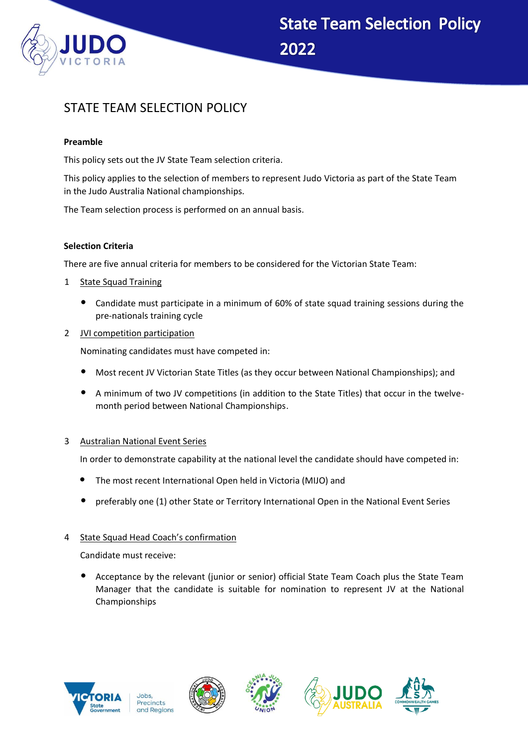# STATE TEAM SELECTION POLICY

**Preamble**

This policy sets out the JV State Team selection criteria.

This policy applies to the selection of members to represent Judo Victoria as part of the State Team in the Judo Australia National championships.

The Team selection process is performed on an annual basis.

**Selection Criteria**

There are five annual criteria for members to be considered for the Victorian State Team:

1 <u>State Squad Training</u>

- Candidate must participate in a minimum of 60% of state squad training sessions during the pre-nationals training cycle

2 <u>JVI competition participation</u>

Nominating candidates must have competed in:

- Most recent JV Victorian State Titles (as they occur between National Championships); and
- A minimum of two JV competitions (in addition to the State Titles) that occur in the twelve-month period between National Championships.

3 <u>Australian National Event Series</u>

In order to demonstrate capability at the national level the candidate should have competed in:

- The most recent International Open held in Victoria (MIJO) and
- preferably one (1) other State or Territory International Open in the National Event Series

4 <u>State Squad Head Coach's confirmation</u>

Candidate must receive:

- Acceptance by the relevant (junior or senior) official State Team Coach plus the State Team Manager that the candidate is suitable for nomination to represent JV at the National Championships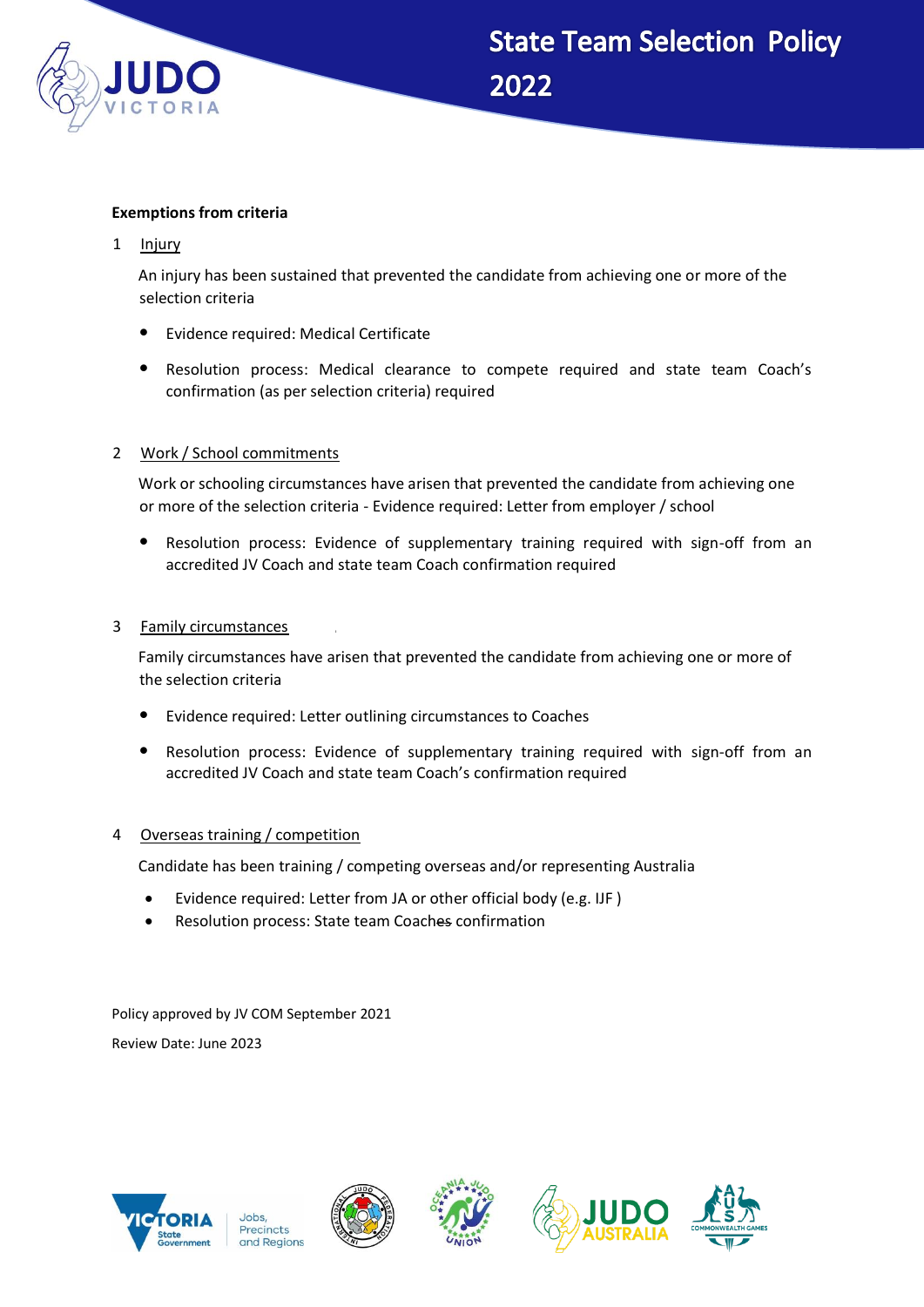**Exemptions from criteria**

1 Injury

An injury has been sustained that prevented the candidate from achieving one or more of the selection criteria

- Evidence required: Medical Certificate
- Resolution process: Medical clearance to compete required and state team Coach's confirmation (as per selection criteria) required

2 Work / School commitments

Work or schooling circumstances have arisen that prevented the candidate from achieving one or more of the selection criteria - Evidence required: Letter from employer / school

- Resolution process: Evidence of supplementary training required with sign-off from an accredited JV Coach and state team Coach confirmation required

3 Family circumstances

Family circumstances have arisen that prevented the candidate from achieving one or more of the selection criteria

- Evidence required: Letter outlining circumstances to Coaches
- Resolution process: Evidence of supplementary training required with sign-off from an accredited JV Coach and state team Coach's confirmation required

4 Overseas training / competition

Candidate has been training / competing overseas and/or representing Australia

- Evidence required: Letter from JA or other official body (e.g. IJF )
- Resolution process: State team Coaches confirmation

Policy approved by JV COM September 2021

Review Date: June 2023